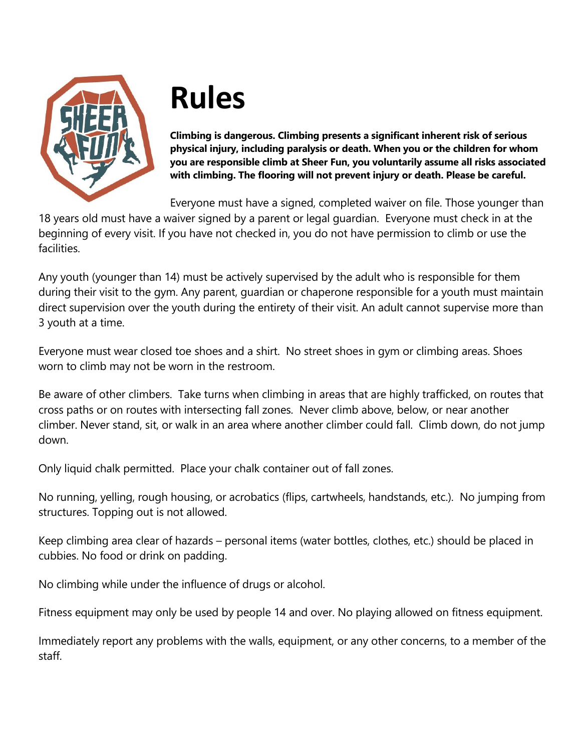# Rules

**Climbing is dangerous. Climbing presents a significant inherent risk of serious physical injury, including paralysis or death. When you or the children for whom you are responsible climb at Sheer Fun, you voluntarily assume all risks associated with climbing. The flooring will not prevent injury or death. Please be careful.**

Everyone must have a signed, completed waiver on file. Those younger than 18 years old must have a waiver signed by a parent or legal guardian. Everyone must check in at the beginning of every visit. If you have not checked in, you do not have permission to climb or use the facilities.

Any youth (younger than 14) must be actively supervised by the adult who is responsible for them during their visit to the gym. Any parent, guardian or chaperone responsible for a youth must maintain direct supervision over the youth during the entirety of their visit. An adult cannot supervise more than 3 youth at a time.

Everyone must wear closed toe shoes and a shirt. No street shoes in gym or climbing areas. Shoes worn to climb may not be worn in the restroom.

Be aware of other climbers. Take turns when climbing in areas that are highly trafficked, on routes that cross paths or on routes with intersecting fall zones. Never climb above, below, or near another climber. Never stand, sit, or walk in an area where another climber could fall. Climb down, do not jump down.

Only liquid chalk permitted. Place your chalk container out of fall zones.

No running, yelling, rough housing, or acrobatics (flips, cartwheels, handstands, etc.). No jumping from structures. Topping out is not allowed.

Keep climbing area clear of hazards – personal items (water bottles, clothes, etc.) should be placed in cubbies. No food or drink on padding.

No climbing while under the influence of drugs or alcohol.

Fitness equipment may only be used by people 14 and over. No playing allowed on fitness equipment.

Immediately report any problems with the walls, equipment, or any other concerns, to a member of the staff.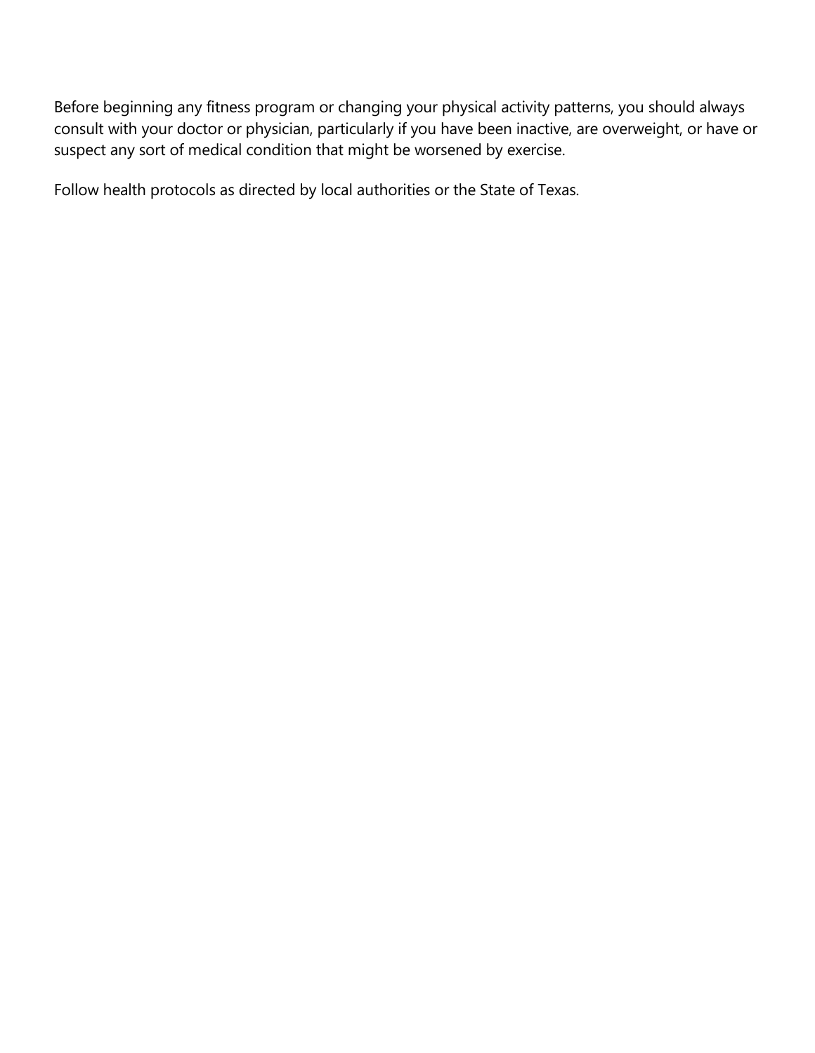Before beginning any fitness program or changing your physical activity patterns, you should always consult with your doctor or physician, particularly if you have been inactive, are overweight, or have or suspect any sort of medical condition that might be worsened by exercise.

Follow health protocols as directed by local authorities or the State of Texas.